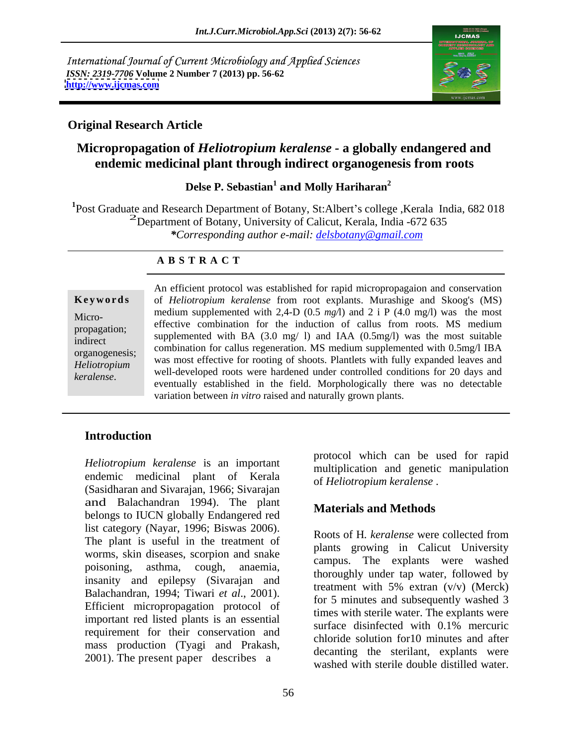International Journal of Current Microbiology and Applied Sciences
*ISSN: 2319-7706* **Volume 2 Number 7 (2013) pp. 56-62**
**http://www.ijcmas.com**

**Original Research Article**

# Micropropagation of *Heliotropium keralense* - a globally endangered and endemic medicinal plant through indirect organogenesis from roots

**Delse P. Sebastian[1] and Molly Hariharan[2]**

[1]Post Graduate and Research Department of Botany, St:Albert's college ,Kerala India, 682 018
[2]Department of Botany, University of Calicut, Kerala, India -672 635
*\*Corresponding author e-mail: delsbotany@gmail.com*

## A B S T R A C T

**Keywords**

Micro-propagation; indirect organogenesis; *Heliotropium keralense*.

An efficient protocol was established for rapid micropropagaion and conservation of *Heliotropium keralense* from root explants. Murashige and Skoog's (MS) medium supplemented with 2,4-D (0.5 *mg/*l) and 2 i P (4.0 mg/l) was the most effective combination for the induction of callus from roots. MS medium supplemented with BA (3.0 mg/ l) and IAA (0.5mg/l) was the most suitable combination for callus regeneration. MS medium supplemented with 0.5mg/l IBA was most effective for rooting of shoots. Plantlets with fully expanded leaves and well-developed roots were hardened under controlled conditions for 20 days and eventually established in the field. Morphologically there was no detectable variation between *in vitro* raised and naturally grown plants.

## Introduction

*Heliotropium keralense* is an important endemic medicinal plant of Kerala (Sasidharan and Sivarajan, 1966; Sivarajan and Balachandran 1994). The plant belongs to IUCN globally Endangered red list category (Nayar, 1996; Biswas 2006). The plant is useful in the treatment of worms, skin diseases, scorpion and snake poisoning, asthma, cough, anaemia, insanity and epilepsy (Sivarajan and Balachandran, 1994; Tiwari *et al*., 2001). Efficient micropropagation protocol of important red listed plants is an essential requirement for their conservation and mass production (Tyagi and Prakash, 2001). The present paper describes a protocol which can be used for rapid multiplication and genetic manipulation of *Heliotropium keralense* .

## Materials and Methods

Roots of H. *keralense* were collected from plants growing in Calicut University campus. The explants were washed thoroughly under tap water, followed by treatment with 5% extran (v/v) (Merck) for 5 minutes and subsequently washed 3 times with sterile water. The explants were surface disinfected with 0.1% mercuric chloride solution for10 minutes and after decanting the sterilant, explants were washed with sterile double distilled water.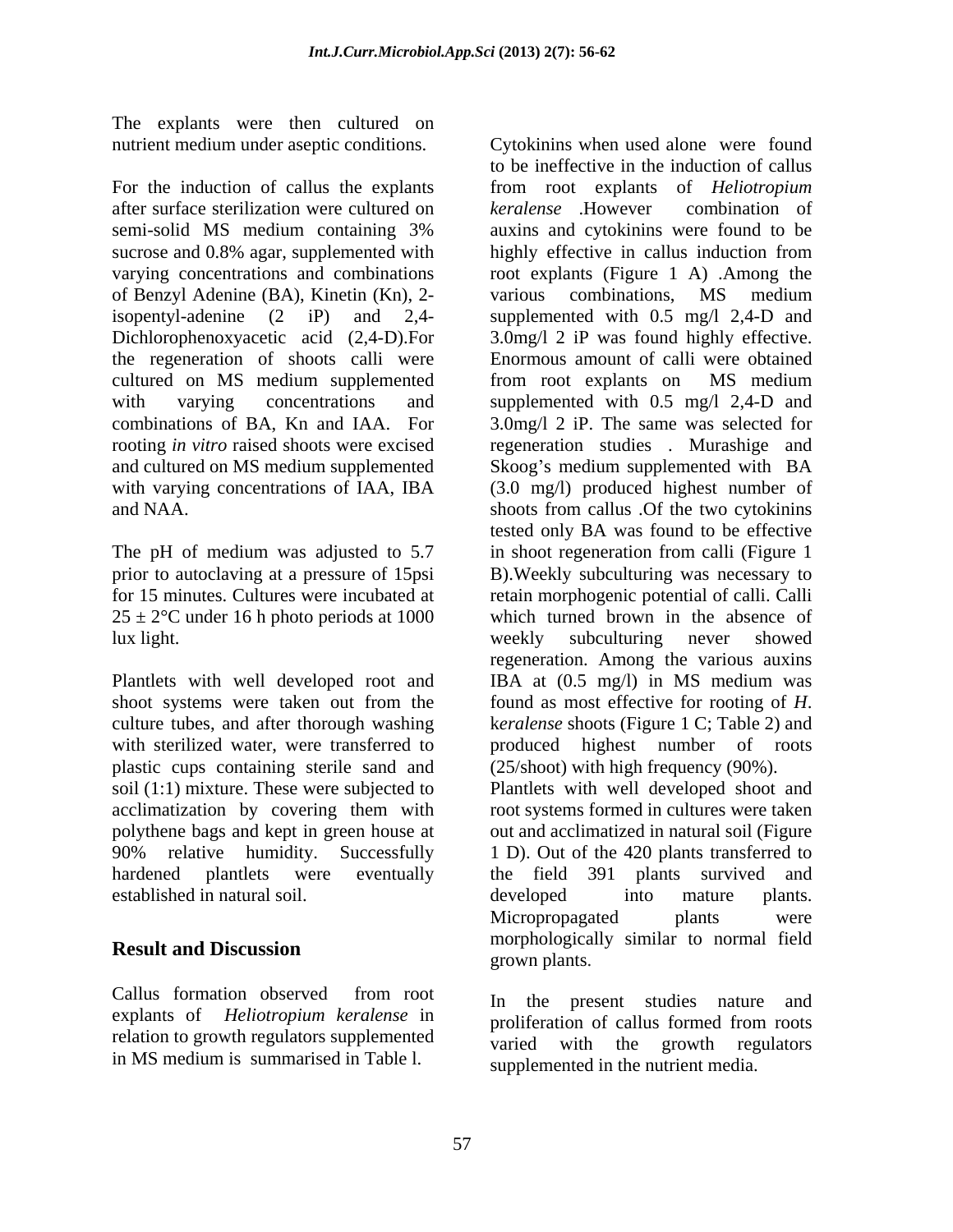The explants were then cultured on nutrient medium under aseptic conditions.

For the induction of callus the explants after surface sterilization were cultured on semi-solid MS medium containing 3% sucrose and 0.8% agar, supplemented with varying concentrations and combinations of Benzyl Adenine (BA), Kinetin (Kn), 2-isopentyl-adenine (2 iP) and 2,4-Dichlorophenoxyacetic acid (2,4-D).For the regeneration of shoots calli were cultured on MS medium supplemented with varying concentrations and combinations of BA, Kn and IAA. For rooting *in vitro* raised shoots were excised and cultured on MS medium supplemented with varying concentrations of IAA, IBA and NAA.

The pH of medium was adjusted to 5.7 prior to autoclaving at a pressure of 15psi for 15 minutes. Cultures were incubated at $25 \pm 2°C$ under 16 h photo periods at 1000 lux light.

Plantlets with well developed root and shoot systems were taken out from the culture tubes, and after thorough washing with sterilized water, were transferred to plastic cups containing sterile sand and soil (1:1) mixture. These were subjected to acclimatization by covering them with polythene bags and kept in green house at 90% relative humidity. Successfully hardened plantlets were eventually established in natural soil.

## Result and Discussion

Callus formation observed from root explants of *Heliotropium keralense* in relation to growth regulators supplemented in MS medium is summarised in Table l.

Cytokinins when used alone were found to be ineffective in the induction of callus from root explants of *Heliotropium keralense* .However combination of auxins and cytokinins were found to be highly effective in callus induction from root explants (Figure 1 A) .Among the various combinations, MS medium supplemented with 0.5 mg/l 2,4-D and 3.0mg/l 2 iP was found highly effective. Enormous amount of calli were obtained from root explants on MS medium supplemented with 0.5 mg/l 2,4-D and 3.0mg/l 2 iP. The same was selected for regeneration studies . Murashige and Skoog's medium supplemented with BA (3.0 mg/l) produced highest number of shoots from callus .Of the two cytokinins tested only BA was found to be effective in shoot regeneration from calli (Figure 1 B).Weekly subculturing was necessary to retain morphogenic potential of calli. Calli which turned brown in the absence of weekly subculturing never showed regeneration. Among the various auxins IBA at (0.5 mg/l) in MS medium was found as most effective for rooting of *H. keralense* shoots (Figure 1 C; Table 2) and produced highest number of roots (25/shoot) with high frequency (90%).

Plantlets with well developed shoot and root systems formed in cultures were taken out and acclimatized in natural soil (Figure 1 D). Out of the 420 plants transferred to the field 391 plants survived and developed into mature plants. Micropropagated plants were morphologically similar to normal field grown plants.

In the present studies nature and proliferation of callus formed from roots varied with the growth regulators supplemented in the nutrient media.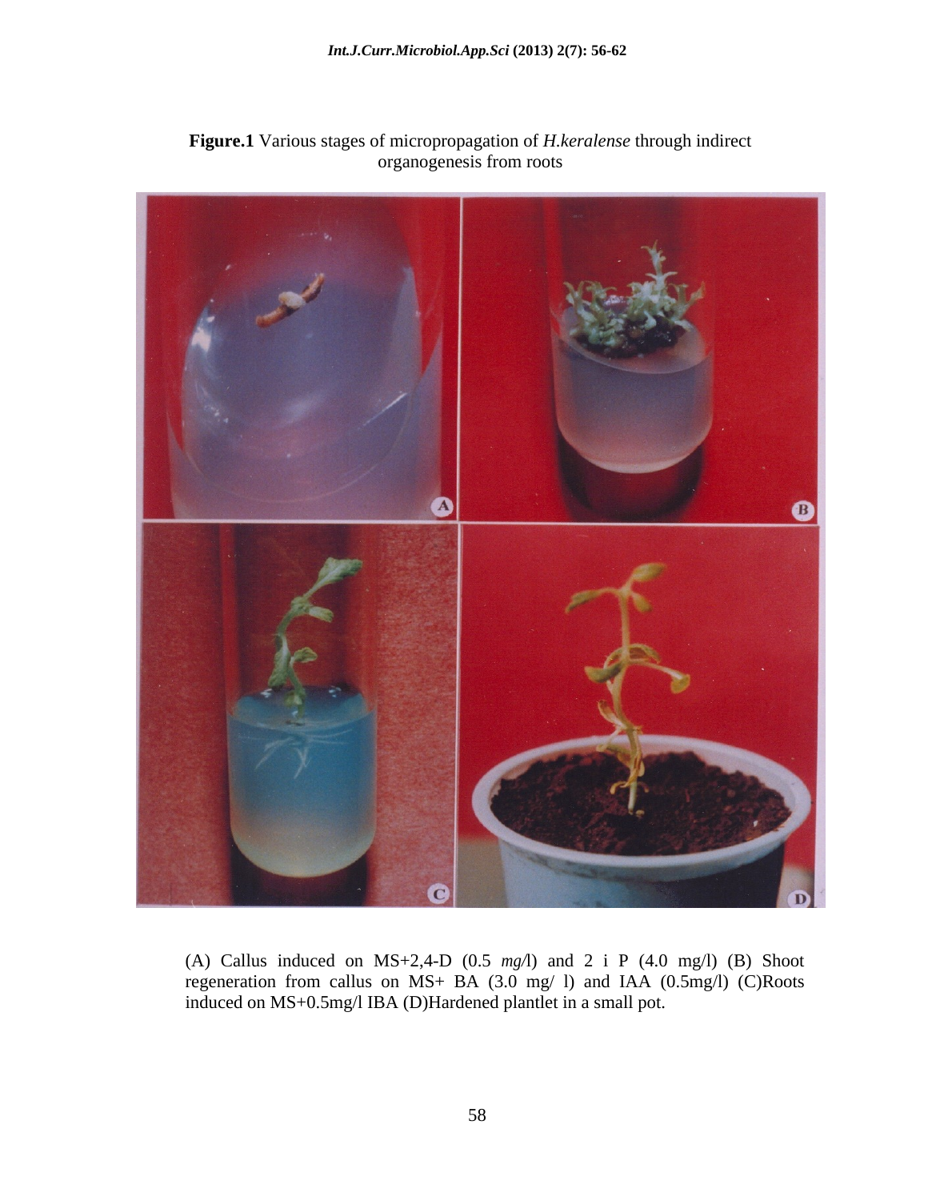**Figure.1** Various stages of micropropagation of *H.keralense* through indirect organogenesis from roots

(A) Callus induced on MS+2,4-D (0.5 *mg/*l) and 2 i P (4.0 mg/l) (B) Shoot regeneration from callus on MS+ BA (3.0 mg/ l) and IAA (0.5mg/l) (C)Roots induced on MS+0.5mg/l IBA (D)Hardened plantlet in a small pot.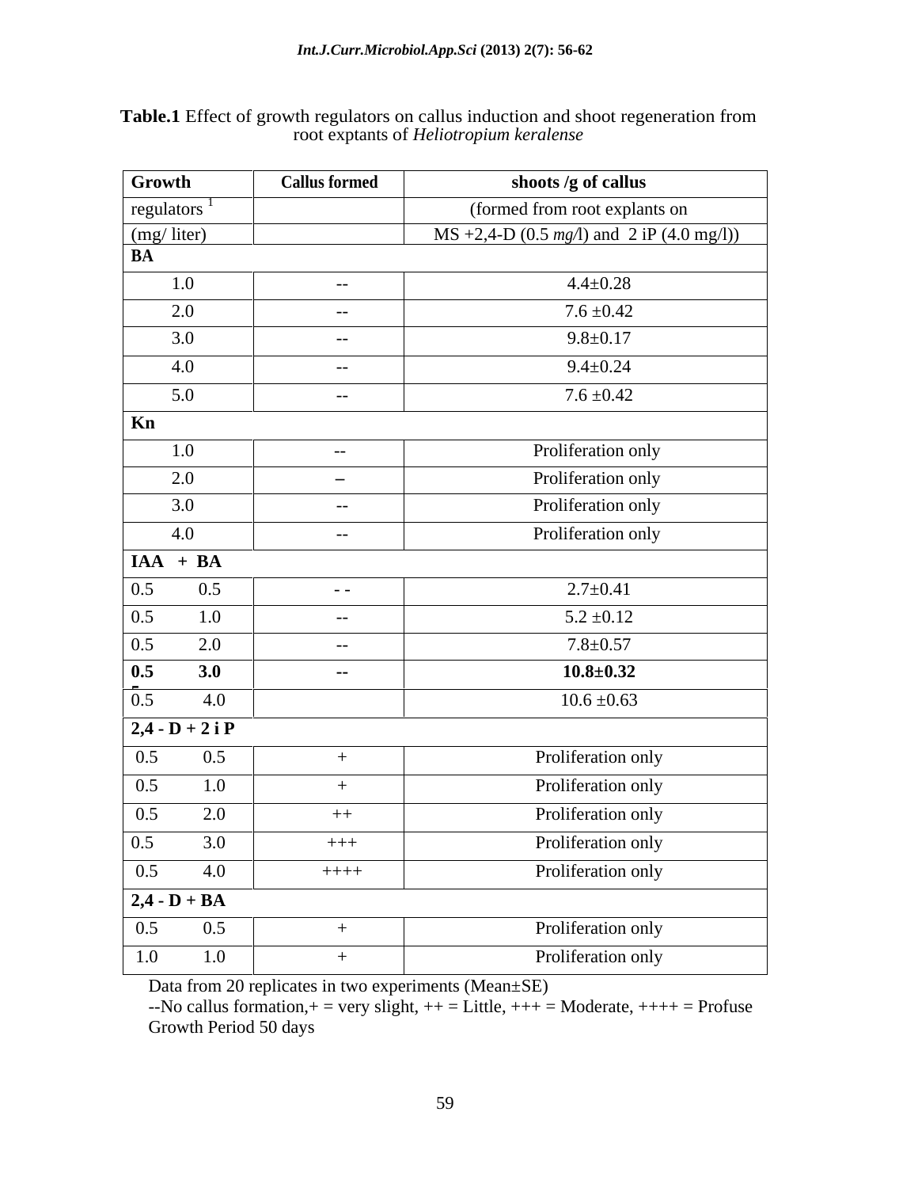**Table.1** Effect of growth regulators on callus induction and shoot regeneration from root explants of *Heliotropium keralense*

| Growth regulators [1] (mg/ liter) | Callus formed | shoots /g of callus (formed from root explants on MS +2,4-D (0.5 *mg/*l) and 2 iP (4.0 mg/l)) |
|---|---|---|
| **BA** | | |
| 1.0 | -- | 4.4±0.28 |
| 2.0 | -- | 7.6 ±0.42 |
| 3.0 | -- | 9.8±0.17 |
| 4.0 | -- | 9.4±0.24 |
| 5.0 | -- | 7.6 ±0.42 |
| **Kn** | | |
| 1.0 | -- | Proliferation only |
| 2.0 | – | Proliferation only |
| 3.0 | -- | Proliferation only |
| 4.0 | -- | Proliferation only |
| **IAA + BA** | | |
| 0.5 0.5 | - - | 2.7±0.41 |
| 0.5 1.0 | -- | 5.2 ±0.12 |
| 0.5 2.0 | -- | 7.8±0.57 |
| **0.5 3.0** | **--** | **10.8±0.32** |
| 0.5 4.0 | | 10.6 ±0.63 |
| **2,4 - D + 2 i P** | | |
| 0.5 0.5 | + | Proliferation only |
| 0.5 1.0 | + | Proliferation only |
| 0.5 2.0 | ++ | Proliferation only |
| 0.5 3.0 | +++ | Proliferation only |
| 0.5 4.0 | ++++ | Proliferation only |
| **2,4 - D + BA** | | |
| 0.5 0.5 | + | Proliferation only |
| 1.0 1.0 | + | Proliferation only |

Data from 20 replicates in two experiments (Mean±SE)

--No callus formation,+ = very slight, ++ = Little, +++ = Moderate, ++++ = Profuse

Growth Period 50 days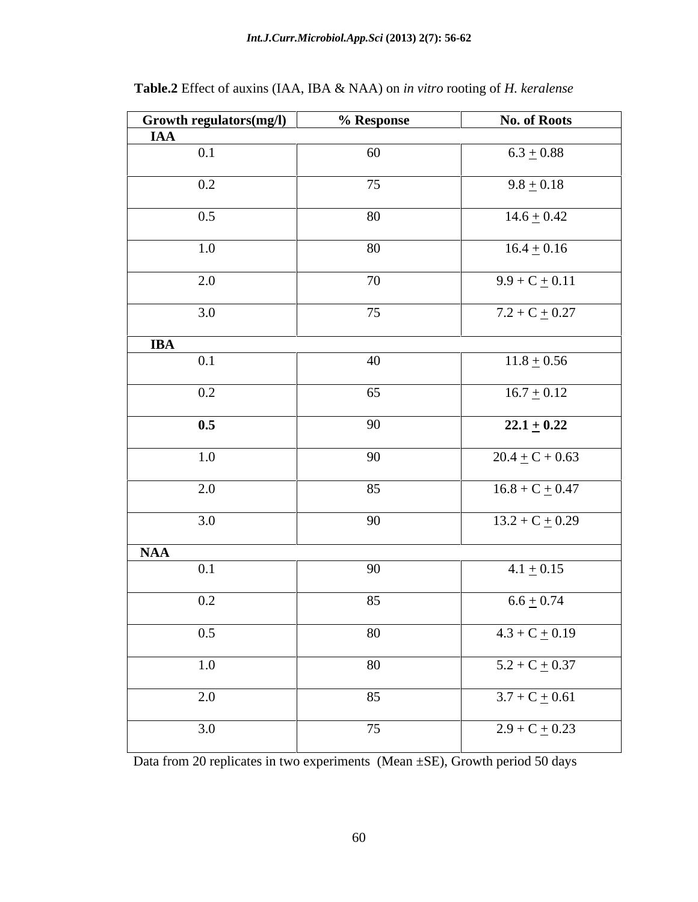**Table.2** Effect of auxins (IAA, IBA & NAA) on *in vitro* rooting of *H. keralense*

| Growth regulators(mg/l) | % Response | No. of Roots |
|---|---|---|
| **IAA** | | |
| 0.1 | 60 | 6.3 + 0.88 |
| 0.2 | 75 | 9.8 + 0.18 |
| 0.5 | 80 | 14.6 + 0.42 |
| 1.0 | 80 | 16.4 + 0.16 |
| 2.0 | 70 | 9.9 + C + 0.11 |
| 3.0 | 75 | 7.2 + C + 0.27 |
| **IBA** | | |
| 0.1 | 40 | 11.8 + 0.56 |
| 0.2 | 65 | 16.7 + 0.12 |
| **0.5** | 90 | **22.1 + 0.22** |
| 1.0 | 90 | 20.4 + C + 0.63 |
| 2.0 | 85 | 16.8 + C + 0.47 |
| 3.0 | 90 | 13.2 + C + 0.29 |
| **NAA** | | |
| 0.1 | 90 | 4.1 + 0.15 |
| 0.2 | 85 | 6.6 + 0.74 |
| 0.5 | 80 | 4.3 + C + 0.19 |
| 1.0 | 80 | 5.2 + C + 0.37 |
| 2.0 | 85 | 3.7 + C + 0.61 |
| 3.0 | 75 | 2.9 + C + 0.23 |

Data from 20 replicates in two experiments (Mean ±SE), Growth period 50 days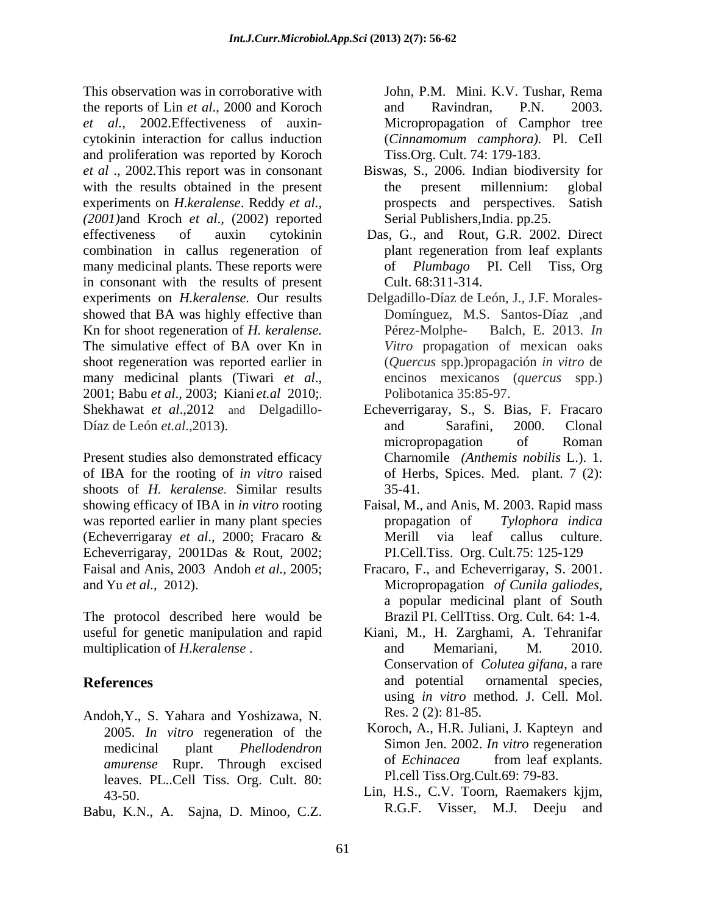This observation was in corroborative with the reports of Lin *et al*., 2000 and Koroch *et al.,* 2002.Effectiveness of auxin-cytokinin interaction for callus induction and proliferation was reported by Koroch *et al* ., 2002.This report was in consonant with the results obtained in the present experiments on *H.keralense*. Reddy *et al.*, *(2001)*and Kroch *et al*., (2002) reported effectiveness of auxin cytokinin combination in callus regeneration of many medicinal plants. These reports were in consonant with the results of present experiments on *H.keralense.* Our results showed that BA was highly effective than Kn for shoot regeneration of *H. keralense.* The simulative effect of BA over Kn in shoot regeneration was reported earlier in many medicinal plants (Tiwari *et al*., 2001; Babu *et al*., 2003; Kiani *et.al* 2010;. Shekhawat *et al*.,2012 and Delgadillo-Díaz de León *et.al*.,2013).

Present studies also demonstrated efficacy of IBA for the rooting of *in vitro* raised shoots of *H. keralense.* Similar results showing efficacy of IBA in *in vitro* rooting was reported earlier in many plant species (Echeverrigaray *et al*., 2000; Fracaro & Echeverrigaray, 2001Das & Rout, 2002; Faisal and Anis, 2003 Andoh *et al.,* 2005; and Yu *et al.,* 2012).

The protocol described here would be useful for genetic manipulation and rapid multiplication of *H.keralense* .

## References

Andoh,Y., S. Yahara and Yoshizawa, N. 2005. *In vitro* regeneration of the medicinal plant *Phellodendron amurense* Rupr. Through excised leaves. PL..Cell Tiss. Org. Cult. 80: 43-50.

Babu, K.N., A. Sajna, D. Minoo, C.Z. John, P.M. Mini. K.V. Tushar, Rema and Ravindran, P.N. 2003. Micropropagation of Camphor tree (*Cinnamomum camphora).* Pl. CeIl Tiss.Org. Cult. 74: 179-183.

Biswas, S., 2006. Indian biodiversity for the present millennium: global prospects and perspectives. Satish Serial Publishers,India. pp.25.

Das, G., and Rout, G.R. 2002. Direct plant regeneration from leaf explants of *Plumbago* PI. Cell Tiss, Org Cult. 68:311-314.

Delgadillo-Díaz de León, J., J.F. Morales-Domínguez, M.S. Santos-Díaz ,and Pérez-Molphe- Balch, E. 2013. *In Vitro* propagation of mexican oaks (*Quercus* spp.)propagación *in vitro* de encinos mexicanos (*quercus* spp.) Polibotanica 35:85-97.

Echeverrigaray, S., S. Bias, F. Fracaro and Sarafini, 2000. Clonal micropropagation of Roman Charnomile *(Anthemis nobilis* L.). 1. of Herbs, Spices. Med. plant. 7 (2): 35-41.

Faisal, M., and Anis, M. 2003. Rapid mass propagation of *Tylophora indica* Merill via leaf callus culture. PI.Cell.Tiss. Org. Cult.75: 125-129

Fracaro, F., and Echeverrigaray, S. 2001. Micropropagation *of Cunila galiodes*, a popular medicinal plant of South Brazil PI. CellTtiss. Org. Cult. 64: 1-4.

Kiani, M., H. Zarghami, A. Tehranifar and Memariani, M. 2010. Conservation of *Colutea gifana*, a rare and potential ornamental species, using *in vitro* method. J. Cell. Mol. Res. 2 (2): 81-85.

Koroch, A., H.R. Juliani, J. Kapteyn and Simon Jen. 2002. *In vitro* regeneration of *Echinacea* from leaf explants. Pl.cell Tiss.Org.Cult.69: 79-83.

Lin, H.S., C.V. Toorn, Raemakers kjjm, R.G.F. Visser, M.J. Deeju and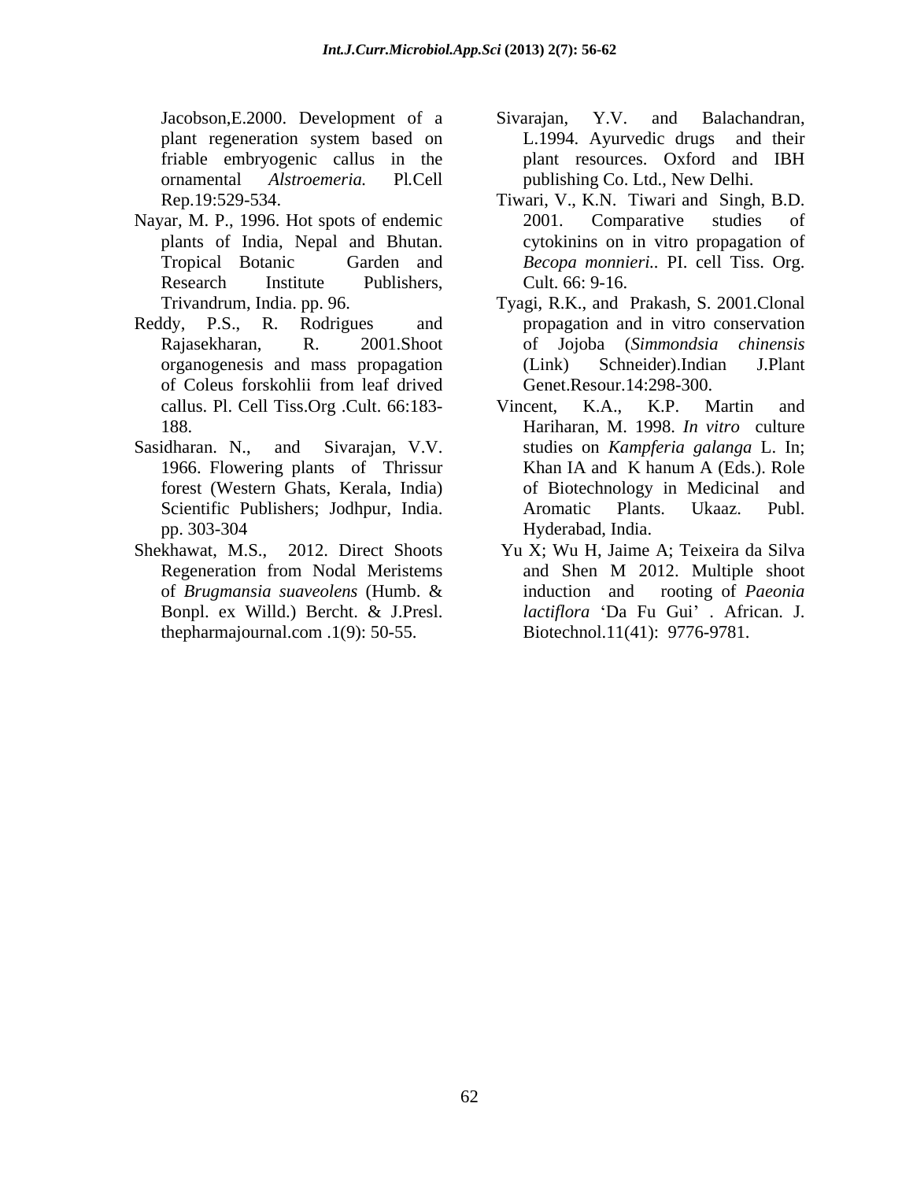Jacobson,E.2000. Development of a plant regeneration system based on friable embryogenic callus in the ornamental *Alstroemeria.* Pl.Cell Rep.19:529-534.

Nayar, M. P., 1996. Hot spots of endemic plants of India, Nepal and Bhutan. Tropical Botanic Garden and Research Institute Publishers, Trivandrum, India. pp. 96.

Reddy, P.S., R. Rodrigues and Rajasekharan, R. 2001.Shoot organogenesis and mass propagation of Coleus forskohlii from leaf drived callus. Pl. Cell Tiss.Org .Cult. 66:183-188.

Sasidharan. N., and Sivarajan, V.V. 1966. Flowering plants of Thrissur forest (Western Ghats, Kerala, India) Scientific Publishers; Jodhpur, India. pp. 303-304

Shekhawat, M.S., 2012. Direct Shoots Regeneration from Nodal Meristems of *Brugmansia suaveolens* (Humb. & Bonpl. ex Willd.) Bercht. & J.Presl. thepharmajournal.com .1(9): 50-55.

Sivarajan, Y.V. and Balachandran, L.1994. Ayurvedic drugs and their plant resources. Oxford and IBH publishing Co. Ltd., New Delhi.

Tiwari, V., K.N. Tiwari and Singh, B.D. 2001. Comparative studies of cytokinins on in vitro propagation of *Becopa monnieri.*. PI. cell Tiss. Org. Cult. 66: 9-16.

Tyagi, R.K., and Prakash, S. 2001.Clonal propagation and in vitro conservation of Jojoba (*Simmondsia chinensis* (Link) Schneider).Indian J.Plant Genet.Resour.14:298-300.

Vincent, K.A., K.P. Martin and Hariharan, M. 1998. *In vitro* culture studies on *Kampferia galanga* L. In; Khan IA and K hanum A (Eds.). Role of Biotechnology in Medicinal and Aromatic Plants. Ukaaz. Publ. Hyderabad, India.

Yu X; Wu H, Jaime A; Teixeira da Silva and Shen M 2012. Multiple shoot induction and rooting of *Paeonia lactiflora* 'Da Fu Gui' . African. J. Biotechnol.11(41): 9776-9781.